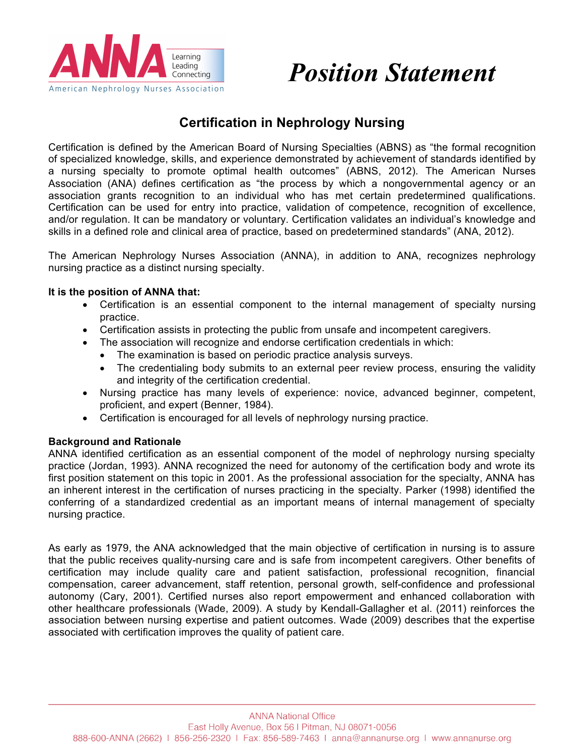# Position Statement

## Certification in Nephrology Nursing

Certification is defined by the American Board of Nursing Specialties (ABNS) as "the formal recognition of specialized knowledge, skills, and experience demonstrated by achievement of standards identified by a nursing specialty to promote optimal health outcomes" (ABNS, 2012). The American Nurses Association (ANA) defines certification as "the process by which a nongovernmental agency or an association grants recognition to an individual who has met certain predetermined qualifications. Certification can be used for entry into practice, validation of competence, recognition of excellence, and/or regulation. It can be mandatory or voluntary. Certification validates an individual's knowledge and skills in a defined role and clinical area of practice, based on predetermined standards" (ANA, 2012).

The American Nephrology Nurses Association (ANNA), in addition to ANA, recognizes nephrology nursing practice as a distinct nursing specialty.

**It is the position of ANNA that:**

- Certification is an essential component to the internal management of specialty nursing practice.
- Certification assists in protecting the public from unsafe and incompetent caregivers.
- The association will recognize and endorse certification credentials in which:
  - The examination is based on periodic practice analysis surveys.
  - The credentialing body submits to an external peer review process, ensuring the validity and integrity of the certification credential.
- Nursing practice has many levels of experience: novice, advanced beginner, competent, proficient, and expert (Benner, 1984).
- Certification is encouraged for all levels of nephrology nursing practice.

**Background and Rationale**

ANNA identified certification as an essential component of the model of nephrology nursing specialty practice (Jordan, 1993). ANNA recognized the need for autonomy of the certification body and wrote its first position statement on this topic in 2001. As the professional association for the specialty, ANNA has an inherent interest in the certification of nurses practicing in the specialty. Parker (1998) identified the conferring of a standardized credential as an important means of internal management of specialty nursing practice.

As early as 1979, the ANA acknowledged that the main objective of certification in nursing is to assure that the public receives quality-nursing care and is safe from incompetent caregivers. Other benefits of certification may include quality care and patient satisfaction, professional recognition, financial compensation, career advancement, staff retention, personal growth, self-confidence and professional autonomy (Cary, 2001). Certified nurses also report empowerment and enhanced collaboration with other healthcare professionals (Wade, 2009). A study by Kendall-Gallagher et al. (2011) reinforces the association between nursing expertise and patient outcomes. Wade (2009) describes that the expertise associated with certification improves the quality of patient care.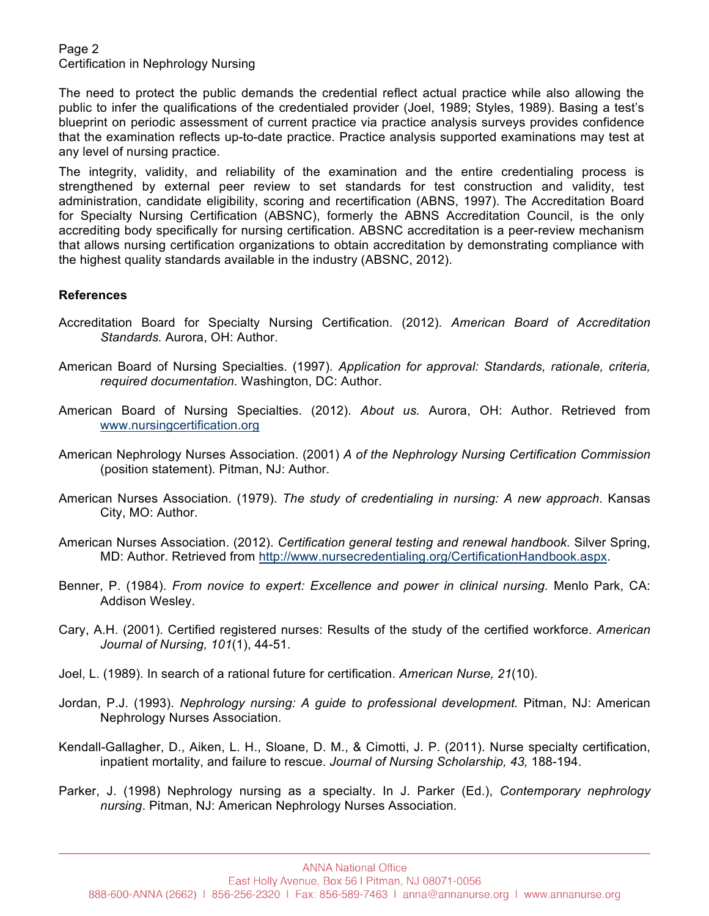The need to protect the public demands the credential reflect actual practice while also allowing the public to infer the qualifications of the credentialed provider (Joel, 1989; Styles, 1989). Basing a test's blueprint on periodic assessment of current practice via practice analysis surveys provides confidence that the examination reflects up-to-date practice. Practice analysis supported examinations may test at any level of nursing practice.

The integrity, validity, and reliability of the examination and the entire credentialing process is strengthened by external peer review to set standards for test construction and validity, test administration, candidate eligibility, scoring and recertification (ABNS, 1997). The Accreditation Board for Specialty Nursing Certification (ABSNC), formerly the ABNS Accreditation Council, is the only accrediting body specifically for nursing certification. ABSNC accreditation is a peer-review mechanism that allows nursing certification organizations to obtain accreditation by demonstrating compliance with the highest quality standards available in the industry (ABSNC, 2012).

**References**

Accreditation Board for Specialty Nursing Certification. (2012). *American Board of Accreditation Standards.* Aurora, OH: Author.

American Board of Nursing Specialties. (1997). *Application for approval: Standards, rationale, criteria, required documentation*. Washington, DC: Author.

American Board of Nursing Specialties. (2012). *About us.* Aurora, OH: Author. Retrieved from www.nursingcertification.org

American Nephrology Nurses Association. (2001) *A of the Nephrology Nursing Certification Commission* (position statement). Pitman, NJ: Author.

American Nurses Association. (1979). *The study of credentialing in nursing: A new approach*. Kansas City, MO: Author.

American Nurses Association. (2012). *Certification general testing and renewal handbook.* Silver Spring, MD: Author. Retrieved from http://www.nursecredentialing.org/CertificationHandbook.aspx.

Benner, P. (1984). *From novice to expert: Excellence and power in clinical nursing.* Menlo Park, CA: Addison Wesley.

Cary, A.H. (2001). Certified registered nurses: Results of the study of the certified workforce. *American Journal of Nursing, 101*(1), 44-51.

Joel, L. (1989). In search of a rational future for certification. *American Nurse, 21*(10).

Jordan, P.J. (1993). *Nephrology nursing: A guide to professional development.* Pitman, NJ: American Nephrology Nurses Association.

Kendall-Gallagher, D., Aiken, L. H., Sloane, D. M., & Cimotti, J. P. (2011). Nurse specialty certification, inpatient mortality, and failure to rescue. *Journal of Nursing Scholarship, 43,* 188-194.

Parker, J. (1998) Nephrology nursing as a specialty. In J. Parker (Ed.), *Contemporary nephrology nursing*. Pitman, NJ: American Nephrology Nurses Association.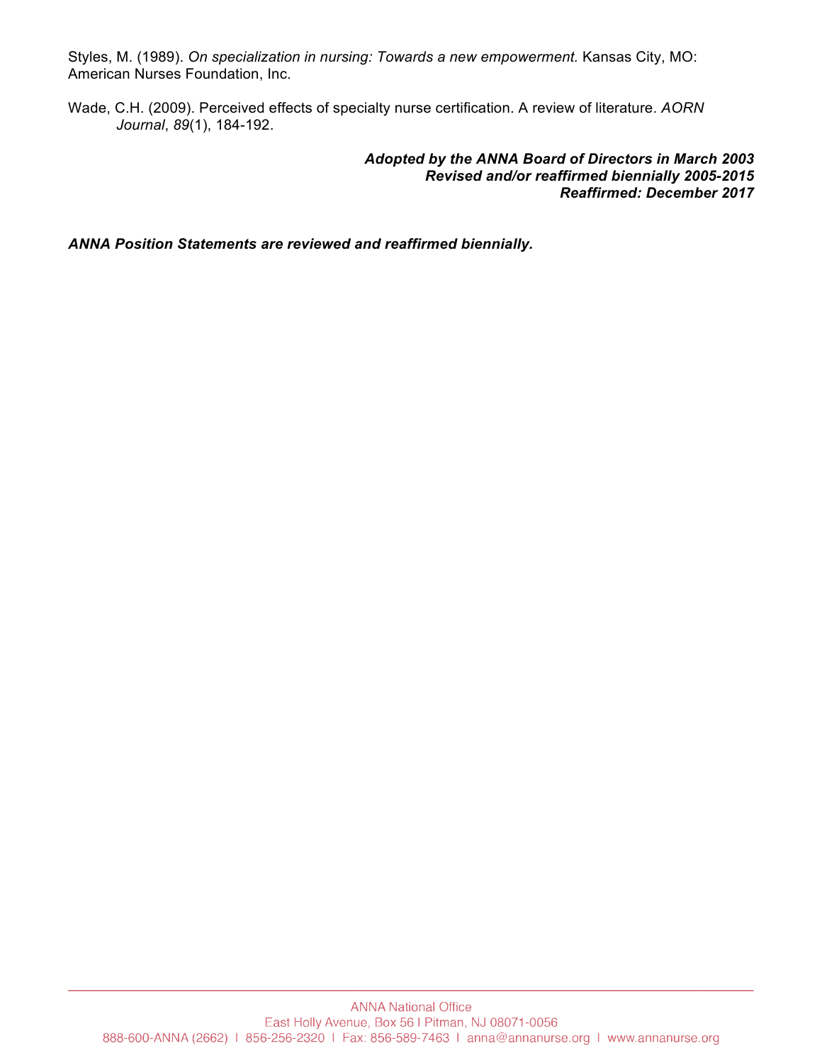Styles, M. (1989). *On specialization in nursing: Towards a new empowerment.* Kansas City, MO: American Nurses Foundation, Inc.

Wade, C.H. (2009). Perceived effects of specialty nurse certification. A review of literature. *AORN Journal*, *89*(1), 184-192.

***Adopted by the ANNA Board of Directors in March 2003***
***Revised and/or reaffirmed biennially 2005-2015***
***Reaffirmed: December 2017***

***ANNA Position Statements are reviewed and reaffirmed biennially.***

ANNA National Office
East Holly Avenue, Box 56 I Pitman, NJ 08071-0056
888-600-ANNA (2662) I 856-256-2320 I Fax: 856-589-7463 I anna@annanurse.org I www.annanurse.org